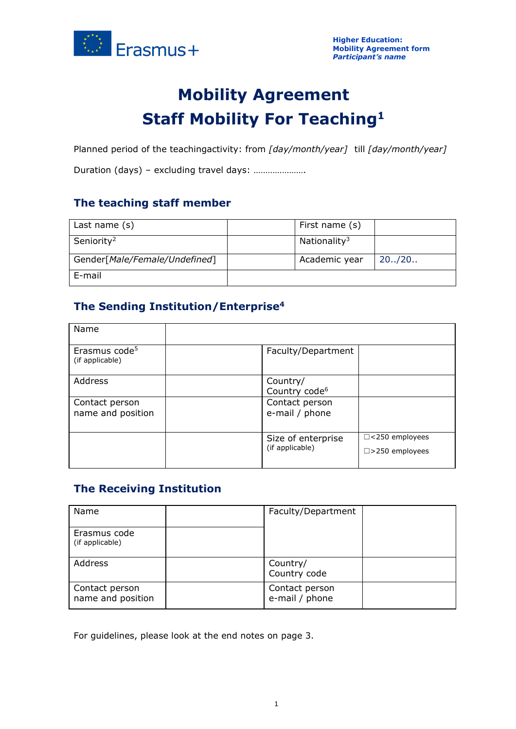# Mobility Agreement

# Staff Mobility For Teaching[1]

Planned period of the teachingactivity: from *[day/month/year]* till *[day/month/year]*

Duration (days) – excluding travel days: ………………….

## The teaching staff member

| Last name (s) | | First name (s) | |
|---|---|---|---|
| Seniority[2] | | Nationality[3] | |
| Gender[*Male/Female/Undefined*] | | Academic year | 20../20.. |
| E-mail | | | |

## The Sending Institution/Enterprise[4]

| Name | | | |
|---|---|---|---|
| Erasmus code[5] (if applicable) | | Faculty/Department | |
| Address | | Country/ Country code[6] | |
| Contact person name and position | | Contact person e-mail / phone | |
| | | Size of enterprise (if applicable) | ☐<250 employees ☐>250 employees |

## The Receiving Institution

| Name | | Faculty/Department | |
|---|---|---|---|
| Erasmus code (if applicable) | | | |
| Address | | Country/ Country code | |
| Contact person name and position | | Contact person e-mail / phone | |

For guidelines, please look at the end notes on page 3.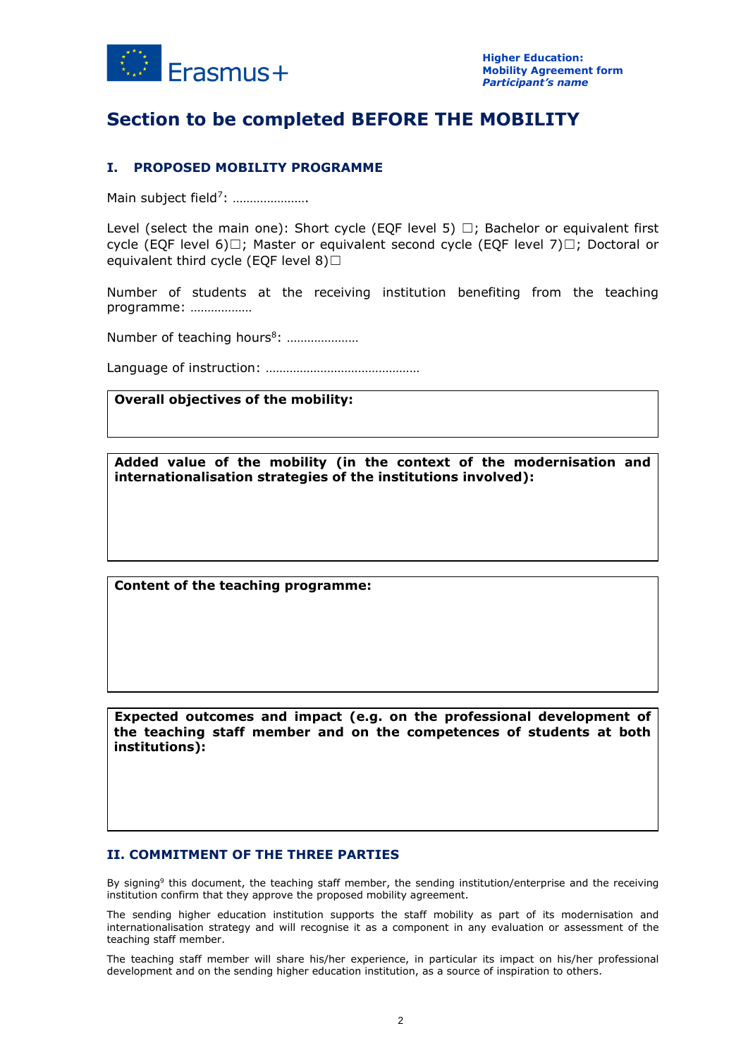# Section to be completed BEFORE THE MOBILITY

## I. PROPOSED MOBILITY PROGRAMME

Main subject field[7]: ………………….

Level (select the main one): Short cycle (EQF level 5) ☐; Bachelor or equivalent first cycle (EQF level 6)☐; Master or equivalent second cycle (EQF level 7)☐; Doctoral or equivalent third cycle (EQF level 8)☐

Number of students at the receiving institution benefiting from the teaching programme: ………………

Number of teaching hours[8]: …………………

Language of instruction: ………………………………………

| **Overall objectives of the mobility:** |
|---|
| |

| **Added value of the mobility (in the context of the modernisation and internationalisation strategies of the institutions involved):** |
|---|
| |

| **Content of the teaching programme:** |
|---|
| |

| **Expected outcomes and impact (e.g. on the professional development of the teaching staff member and on the competences of students at both institutions):** |
|---|
| |

## II. COMMITMENT OF THE THREE PARTIES

By signing[9] this document, the teaching staff member, the sending institution/enterprise and the receiving institution confirm that they approve the proposed mobility agreement.

The sending higher education institution supports the staff mobility as part of its modernisation and internationalisation strategy and will recognise it as a component in any evaluation or assessment of the teaching staff member.

The teaching staff member will share his/her experience, in particular its impact on his/her professional development and on the sending higher education institution, as a source of inspiration to others.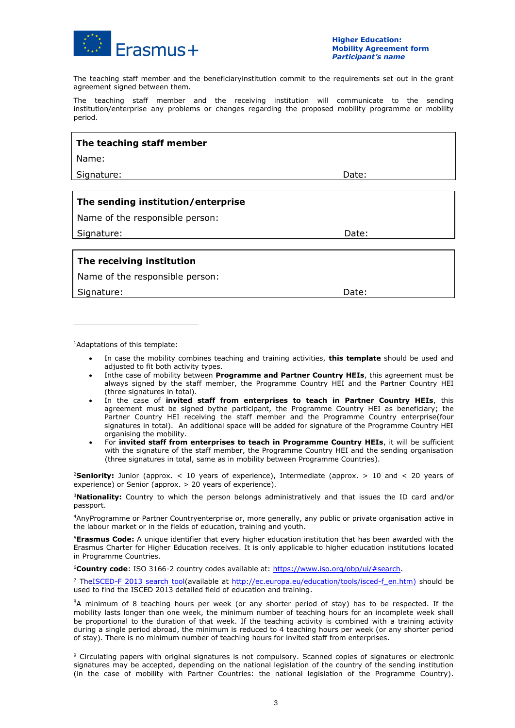The teaching staff member and the beneficiaryinstitution commit to the requirements set out in the grant agreement signed between them.

The teaching staff member and the receiving institution will communicate to the sending institution/enterprise any problems or changes regarding the proposed mobility programme or mobility period.

**The teaching staff member**

Name:

Signature: Date:

**The sending institution/enterprise**

Name of the responsible person:

Signature: Date:

**The receiving institution**

Name of the responsible person:

Signature: Date:

---

[1]Adaptations of this template:

- In case the mobility combines teaching and training activities, **this template** should be used and adjusted to fit both activity types.
- Inthe case of mobility between **Programme and Partner Country HEIs**, this agreement must be always signed by the staff member, the Programme Country HEI and the Partner Country HEI (three signatures in total).
- In the case of **invited staff from enterprises to teach in Partner Country HEIs**, this agreement must be signed bythe participant, the Programme Country HEI as beneficiary; the Partner Country HEI receiving the staff member and the Programme Country enterprise(four signatures in total). An additional space will be added for signature of the Programme Country HEI organising the mobility.
- For **invited staff from enterprises to teach in Programme Country HEIs**, it will be sufficient with the signature of the staff member, the Programme Country HEI and the sending organisation (three signatures in total, same as in mobility between Programme Countries).

[2]**Seniority:** Junior (approx. < 10 years of experience), Intermediate (approx. > 10 and < 20 years of experience) or Senior (approx. > 20 years of experience).

[3]**Nationality:** Country to which the person belongs administratively and that issues the ID card and/or passport.

[4]AnyProgramme or Partner Countryenterprise or, more generally, any public or private organisation active in the labour market or in the fields of education, training and youth.

[5]**Erasmus Code:** A unique identifier that every higher education institution that has been awarded with the Erasmus Charter for Higher Education receives. It is only applicable to higher education institutions located in Programme Countries.

[6]**Country code**: ISO 3166-2 country codes available at: https://www.iso.org/obp/ui/#search.

[7] TheISCED-F 2013 search tool(available at http://ec.europa.eu/education/tools/isced-f_en.htm) should be used to find the ISCED 2013 detailed field of education and training.

[8]A minimum of 8 teaching hours per week (or any shorter period of stay) has to be respected. If the mobility lasts longer than one week, the minimum number of teaching hours for an incomplete week shall be proportional to the duration of that week. If the teaching activity is combined with a training activity during a single period abroad, the minimum is reduced to 4 teaching hours per week (or any shorter period of stay). There is no minimum number of teaching hours for invited staff from enterprises.

[9] Circulating papers with original signatures is not compulsory. Scanned copies of signatures or electronic signatures may be accepted, depending on the national legislation of the country of the sending institution (in the case of mobility with Partner Countries: the national legislation of the Programme Country).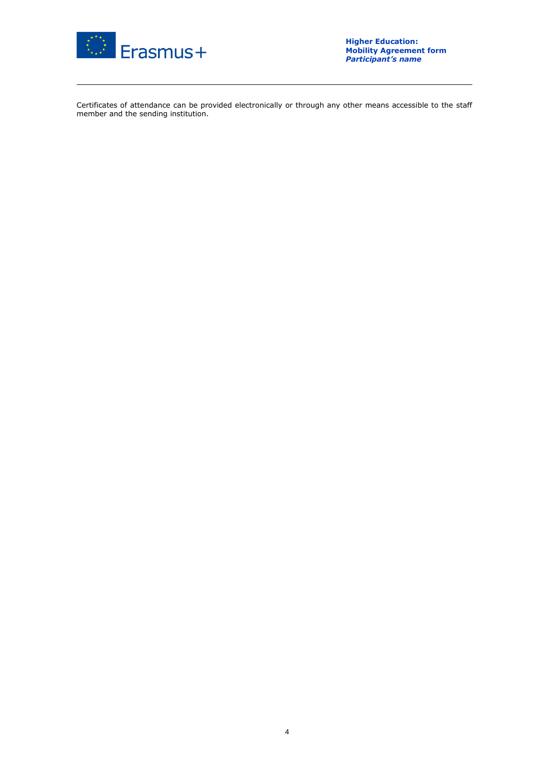Certificates of attendance can be provided electronically or through any other means accessible to the staff member and the sending institution.